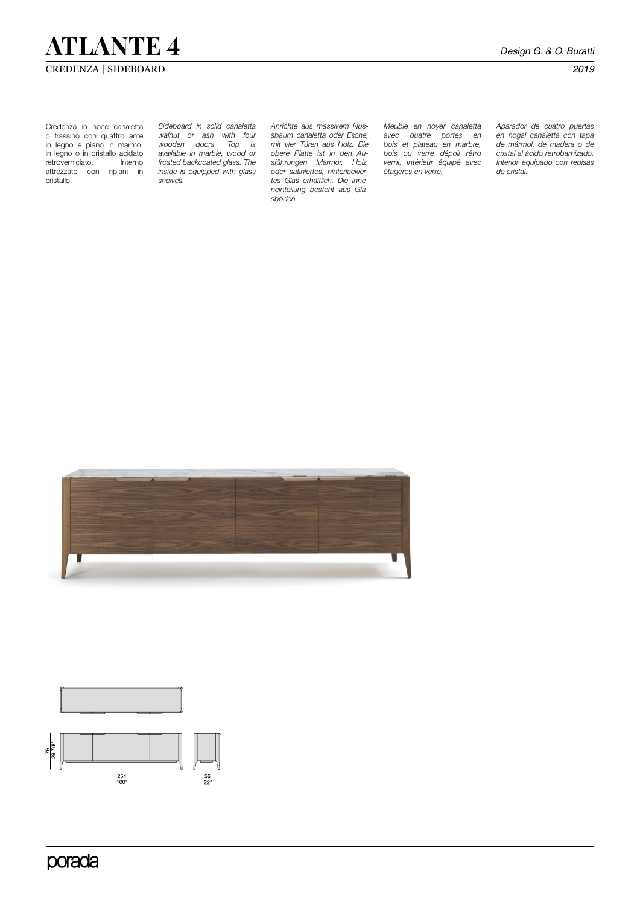# ATLANTE 4

Design G. & O. Buratti

CREDENZA | SIDEBOARD

2019

Credenza in noce canaletta o frassino con quattro ante in legno e piano in marmo, in legno o in cristallo acidato retroverniciato. Interno attrezzato con ripiani in cristallo.

*Sideboard in solid canaletta walnut or ash with four wooden doors. Top is available in marble, wood or frosted backcoated glass. The inside is equipped with glass shelves.*

*Anrichte aus massivem Nussbaum canaletta oder Esche, mit vier Türen aus Holz. Die obere Platte ist in den Ausführungen Marmor, Holz, oder satiniertes, hinterlackiertes Glas erhältlich. Die Inneneinteilung besteht aus Glasböden.*

*Meuble en noyer canaletta avec quatre portes en bois et plateau en marbre, bois ou verre dépoli rétro verni. Intérieur équipé avec étagères en verre.*

*Aparador de cuatro puertas en nogal canaletta con tapa de mármol, de madera o de cristal al ácido retrobarnizado. Interior equipado con repisas de cristal.*

76
29 7/8"

254
100"

56
22"

porada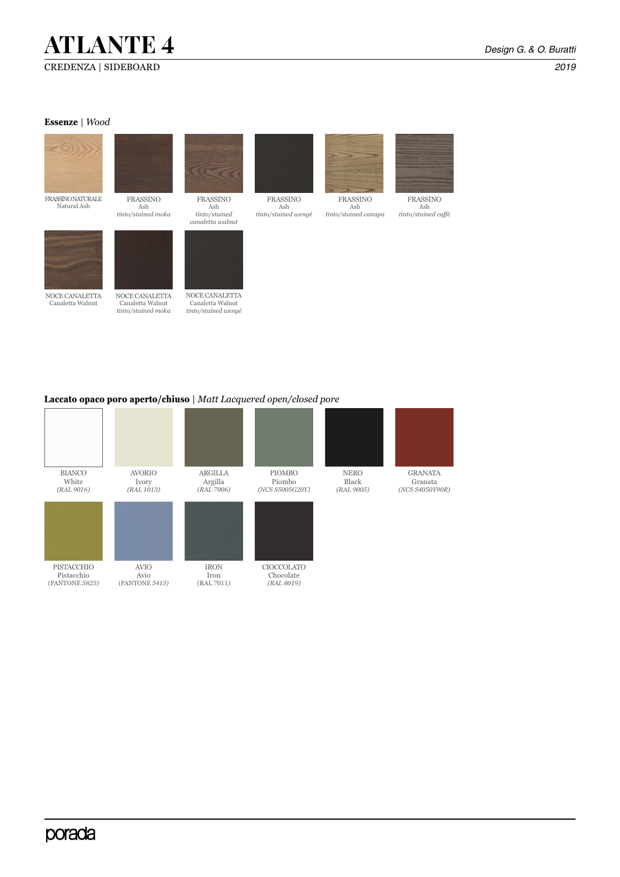# ATLANTE 4

CREDENZA | SIDEBOARD

*Design G. & O. Buratti*

*2019*

**Essenze** | *Wood*

FRASSINO NATURALE
Natural Ash

FRASSINO
Ash
*tinto/stained moka*

FRASSINO
Ash
*tinto/stained canaletta walnut*

FRASSINO
Ash
*tinto/stained wengé*

FRASSINO
Ash
*tinto/stained canapa*

FRASSINO
Ash
*tinto/stained caffè*

NOCE CANALETTA
Canaletta Walnut

NOCE CANALETTA
Canaletta Walnut
*tinto/stained moka*

NOCE CANALETTA
Canaletta Walnut
*tinto/stained wengé*

**Laccato opaco poro aperto/chiuso** | *Matt Lacquered open/closed pore*

BIANCO
White
*(RAL 9016)*

AVORIO
Ivory
*(RAL 1013)*

ARGILLA
Argilla
*(RAL 7006)*

PIOMBO
Piombo
*(NCS S5005G20Y)*

NERO
Black
*(RAL 9005)*

GRANATA
Granata
*(NCS S4050Y90R)*

PISTACCHIO
Pistacchio
(PANTONE *5825)*

AVIO
Avio
(PANTONE *5415)*

IRON
Iron
(RAL 7011)

CIOCCOLATO
Chocolate
*(RAL 8019)*

porada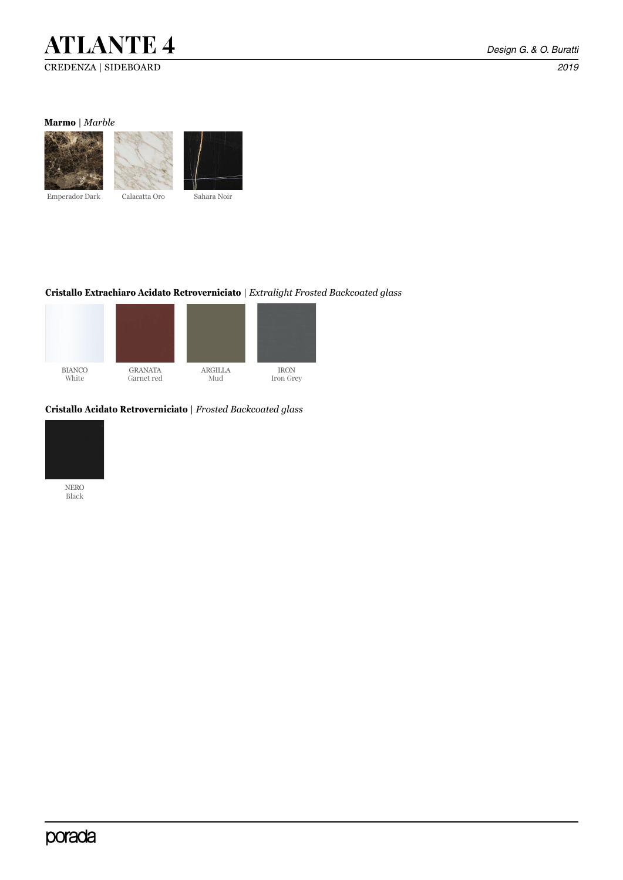# ATLANTE 4

CREDENZA | SIDEBOARD

*Design G. & O. Buratti*

*2019*

**Marmo** | *Marble*

Emperador Dark

Calacatta Oro

Sahara Noir

**Cristallo Extrachiaro Acidato Retroverniciato** | *Extralight Frosted Backcoated glass*

BIANCO
White

GRANATA
Garnet red

ARGILLA
Mud

IRON
Iron Grey

**Cristallo Acidato Retroverniciato** | *Frosted Backcoated glass*

NERO
Black